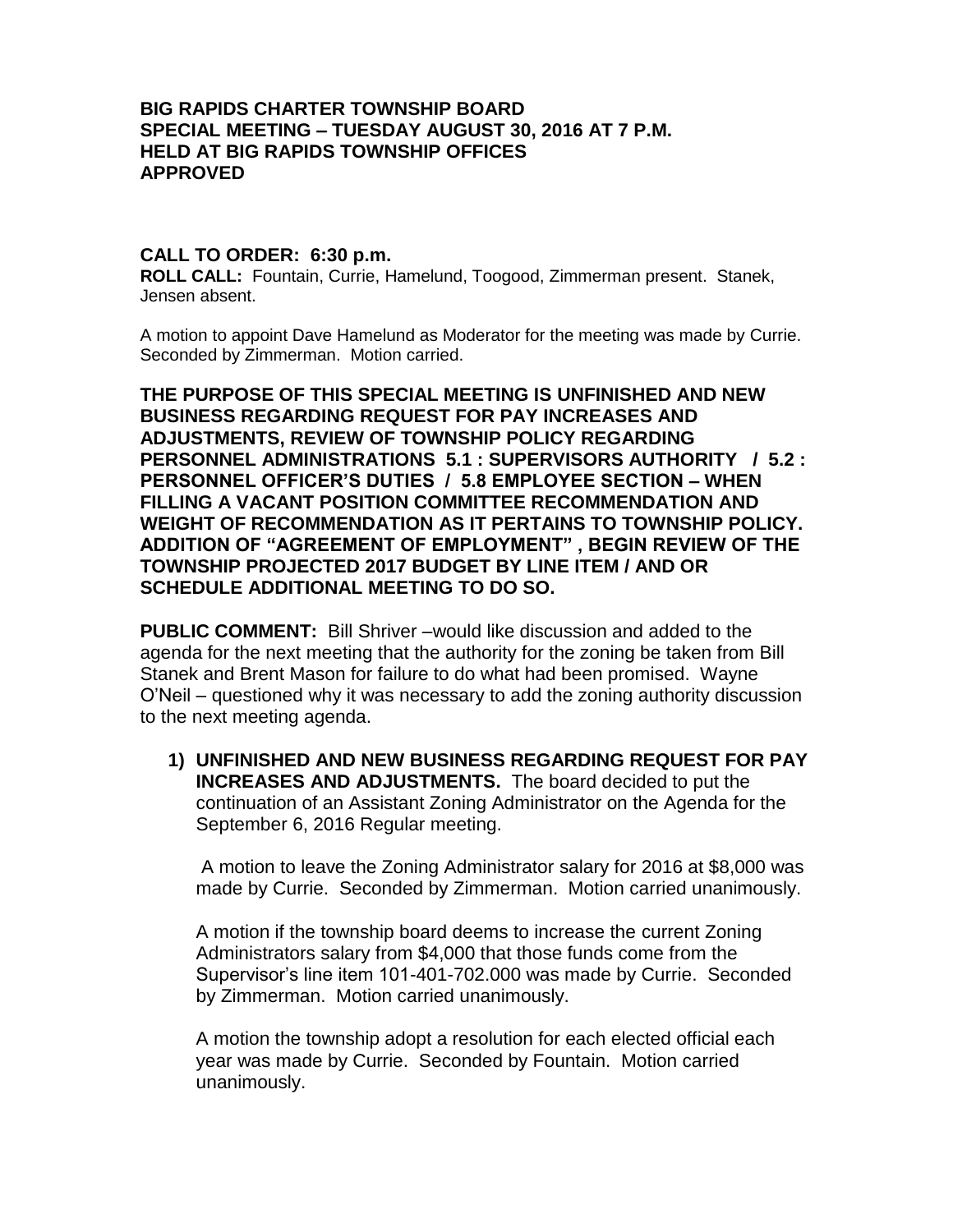**BIG RAPIDS CHARTER TOWNSHIP BOARD**
**SPECIAL MEETING – TUESDAY AUGUST 30, 2016 AT 7 P.M.**
**HELD AT BIG RAPIDS TOWNSHIP OFFICES**
**APPROVED**

**CALL TO ORDER: 6:30 p.m.**
**ROLL CALL:** Fountain, Currie, Hamelund, Toogood, Zimmerman present. Stanek, Jensen absent.

A motion to appoint Dave Hamelund as Moderator for the meeting was made by Currie. Seconded by Zimmerman. Motion carried.

**THE PURPOSE OF THIS SPECIAL MEETING IS UNFINISHED AND NEW BUSINESS REGARDING REQUEST FOR PAY INCREASES AND ADJUSTMENTS, REVIEW OF TOWNSHIP POLICY REGARDING PERSONNEL ADMINISTRATIONS 5.1 : SUPERVISORS AUTHORITY / 5.2 : PERSONNEL OFFICER'S DUTIES / 5.8 EMPLOYEE SECTION – WHEN FILLING A VACANT POSITION COMMITTEE RECOMMENDATION AND WEIGHT OF RECOMMENDATION AS IT PERTAINS TO TOWNSHIP POLICY. ADDITION OF "AGREEMENT OF EMPLOYMENT" , BEGIN REVIEW OF THE TOWNSHIP PROJECTED 2017 BUDGET BY LINE ITEM / AND OR SCHEDULE ADDITIONAL MEETING TO DO SO.**

**PUBLIC COMMENT:** Bill Shriver –would like discussion and added to the agenda for the next meeting that the authority for the zoning be taken from Bill Stanek and Brent Mason for failure to do what had been promised. Wayne O'Neil – questioned why it was necessary to add the zoning authority discussion to the next meeting agenda.

1) **UNFINISHED AND NEW BUSINESS REGARDING REQUEST FOR PAY INCREASES AND ADJUSTMENTS.** The board decided to put the continuation of an Assistant Zoning Administrator on the Agenda for the September 6, 2016 Regular meeting.

   A motion to leave the Zoning Administrator salary for 2016 at $8,000 was made by Currie. Seconded by Zimmerman. Motion carried unanimously.

   A motion if the township board deems to increase the current Zoning Administrators salary from $4,000 that those funds come from the Supervisor's line item 101-401-702.000 was made by Currie. Seconded by Zimmerman. Motion carried unanimously.

   A motion the township adopt a resolution for each elected official each year was made by Currie. Seconded by Fountain. Motion carried unanimously.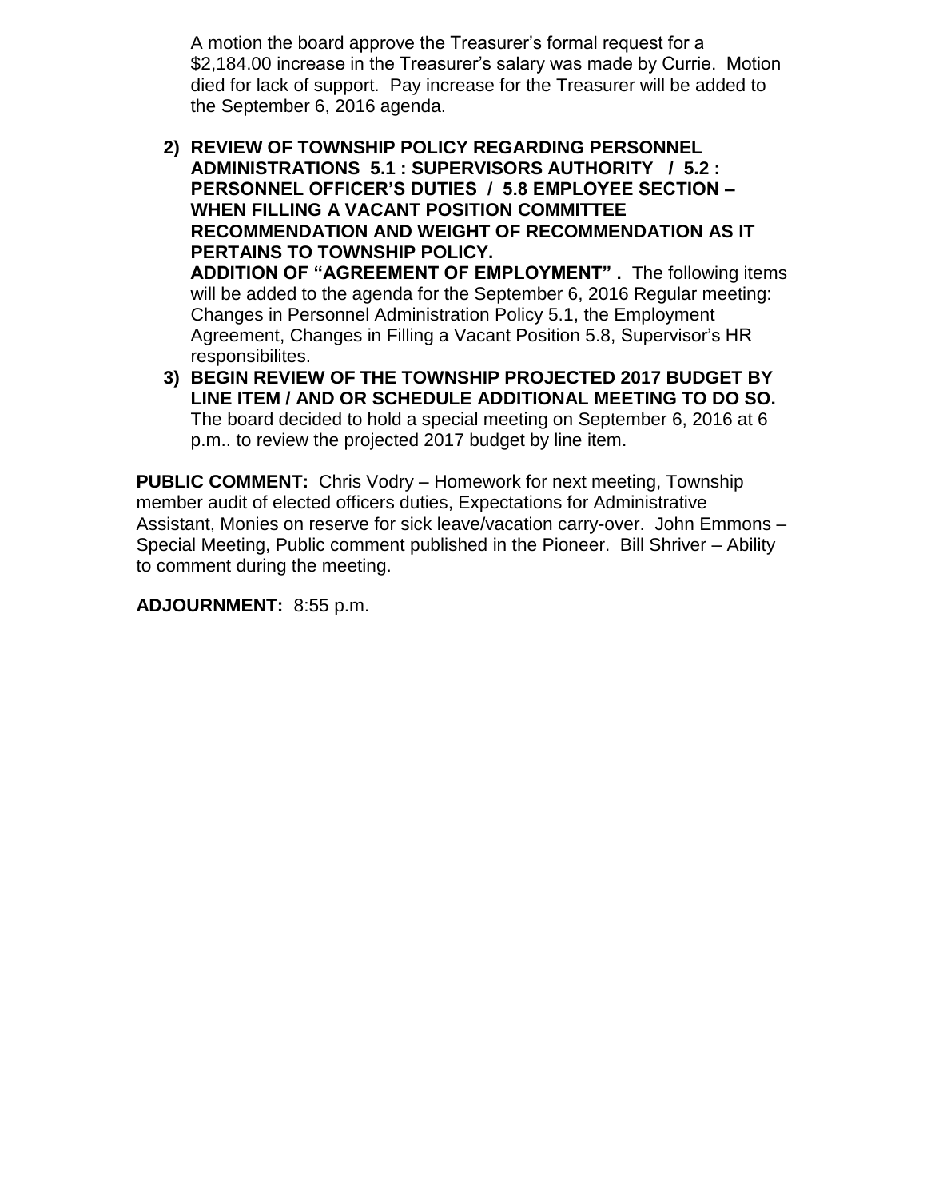A motion the board approve the Treasurer's formal request for a $2,184.00 increase in the Treasurer's salary was made by Currie. Motion died for lack of support. Pay increase for the Treasurer will be added to the September 6, 2016 agenda.

2) **REVIEW OF TOWNSHIP POLICY REGARDING PERSONNEL ADMINISTRATIONS 5.1 : SUPERVISORS AUTHORITY / 5.2 : PERSONNEL OFFICER'S DUTIES / 5.8 EMPLOYEE SECTION – WHEN FILLING A VACANT POSITION COMMITTEE RECOMMENDATION AND WEIGHT OF RECOMMENDATION AS IT PERTAINS TO TOWNSHIP POLICY.**
   **ADDITION OF "AGREEMENT OF EMPLOYMENT" .** The following items will be added to the agenda for the September 6, 2016 Regular meeting: Changes in Personnel Administration Policy 5.1, the Employment Agreement, Changes in Filling a Vacant Position 5.8, Supervisor's HR responsibilites.
3) **BEGIN REVIEW OF THE TOWNSHIP PROJECTED 2017 BUDGET BY LINE ITEM / AND OR SCHEDULE ADDITIONAL MEETING TO DO SO.** The board decided to hold a special meeting on September 6, 2016 at 6 p.m.. to review the projected 2017 budget by line item.

**PUBLIC COMMENT:** Chris Vodry – Homework for next meeting, Township member audit of elected officers duties, Expectations for Administrative Assistant, Monies on reserve for sick leave/vacation carry-over. John Emmons – Special Meeting, Public comment published in the Pioneer. Bill Shriver – Ability to comment during the meeting.

**ADJOURNMENT:** 8:55 p.m.